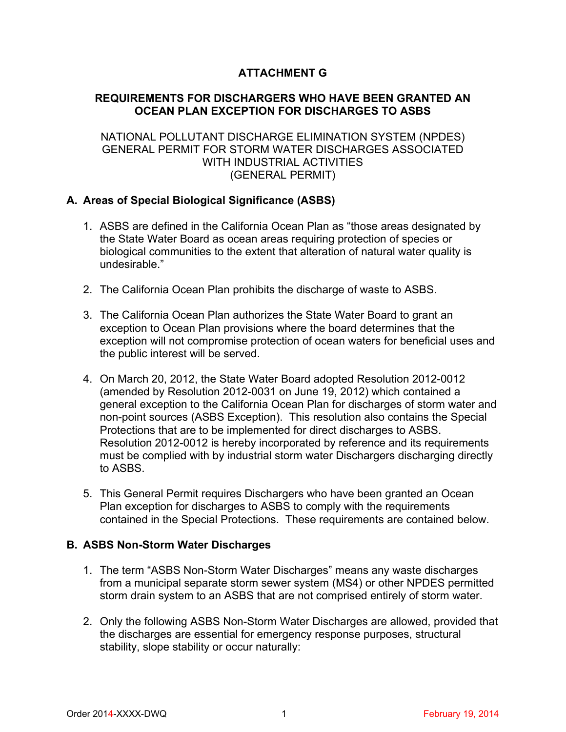# ATTACHMENT G

## REQUIREMENTS FOR DISCHARGERS WHO HAVE BEEN GRANTED AN OCEAN PLAN EXCEPTION FOR DISCHARGES TO ASBS

NATIONAL POLLUTANT DISCHARGE ELIMINATION SYSTEM (NPDES) GENERAL PERMIT FOR STORM WATER DISCHARGES ASSOCIATED WITH INDUSTRIAL ACTIVITIES (GENERAL PERMIT)

### A. Areas of Special Biological Significance (ASBS)

1. ASBS are defined in the California Ocean Plan as "those areas designated by the State Water Board as ocean areas requiring protection of species or biological communities to the extent that alteration of natural water quality is undesirable."

2. The California Ocean Plan prohibits the discharge of waste to ASBS.

3. The California Ocean Plan authorizes the State Water Board to grant an exception to Ocean Plan provisions where the board determines that the exception will not compromise protection of ocean waters for beneficial uses and the public interest will be served.

4. On March 20, 2012, the State Water Board adopted Resolution 2012-0012 (amended by Resolution 2012-0031 on June 19, 2012) which contained a general exception to the California Ocean Plan for discharges of storm water and non-point sources (ASBS Exception). This resolution also contains the Special Protections that are to be implemented for direct discharges to ASBS. Resolution 2012-0012 is hereby incorporated by reference and its requirements must be complied with by industrial storm water Dischargers discharging directly to ASBS.

5. This General Permit requires Dischargers who have been granted an Ocean Plan exception for discharges to ASBS to comply with the requirements contained in the Special Protections. These requirements are contained below.

### B. ASBS Non-Storm Water Discharges

1. The term "ASBS Non-Storm Water Discharges" means any waste discharges from a municipal separate storm sewer system (MS4) or other NPDES permitted storm drain system to an ASBS that are not comprised entirely of storm water.

2. Only the following ASBS Non-Storm Water Discharges are allowed, provided that the discharges are essential for emergency response purposes, structural stability, slope stability or occur naturally: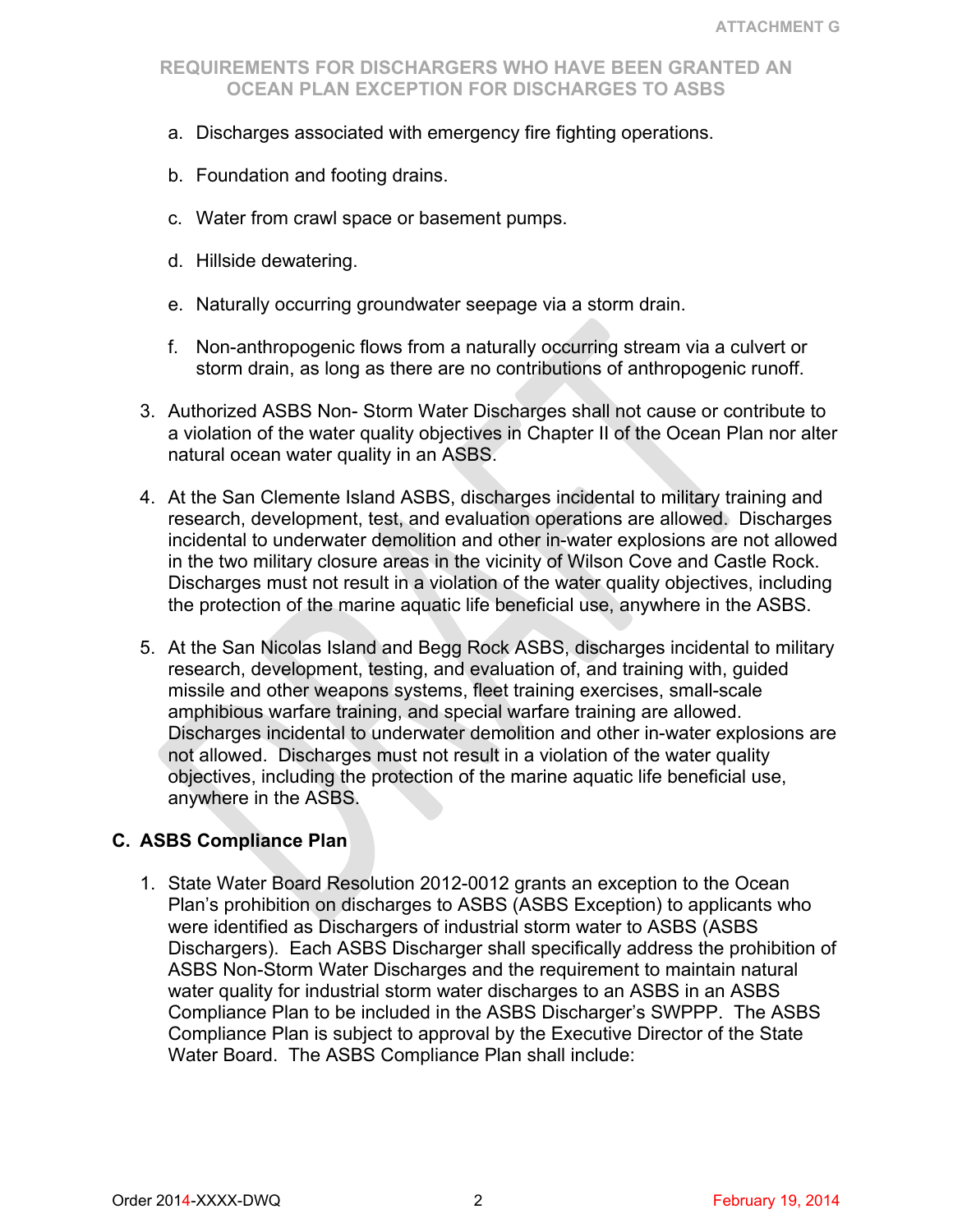a. Discharges associated with emergency fire fighting operations.

b. Foundation and footing drains.

c. Water from crawl space or basement pumps.

d. Hillside dewatering.

e. Naturally occurring groundwater seepage via a storm drain.

f. Non-anthropogenic flows from a naturally occurring stream via a culvert or storm drain, as long as there are no contributions of anthropogenic runoff.

3. Authorized ASBS Non- Storm Water Discharges shall not cause or contribute to a violation of the water quality objectives in Chapter II of the Ocean Plan nor alter natural ocean water quality in an ASBS.

4. At the San Clemente Island ASBS, discharges incidental to military training and research, development, test, and evaluation operations are allowed. Discharges incidental to underwater demolition and other in-water explosions are not allowed in the two military closure areas in the vicinity of Wilson Cove and Castle Rock. Discharges must not result in a violation of the water quality objectives, including the protection of the marine aquatic life beneficial use, anywhere in the ASBS.

5. At the San Nicolas Island and Begg Rock ASBS, discharges incidental to military research, development, testing, and evaluation of, and training with, guided missile and other weapons systems, fleet training exercises, small-scale amphibious warfare training, and special warfare training are allowed. Discharges incidental to underwater demolition and other in-water explosions are not allowed. Discharges must not result in a violation of the water quality objectives, including the protection of the marine aquatic life beneficial use, anywhere in the ASBS.

## C. ASBS Compliance Plan

1. State Water Board Resolution 2012-0012 grants an exception to the Ocean Plan's prohibition on discharges to ASBS (ASBS Exception) to applicants who were identified as Dischargers of industrial storm water to ASBS (ASBS Dischargers). Each ASBS Discharger shall specifically address the prohibition of ASBS Non-Storm Water Discharges and the requirement to maintain natural water quality for industrial storm water discharges to an ASBS in an ASBS Compliance Plan to be included in the ASBS Discharger's SWPPP. The ASBS Compliance Plan is subject to approval by the Executive Director of the State Water Board. The ASBS Compliance Plan shall include: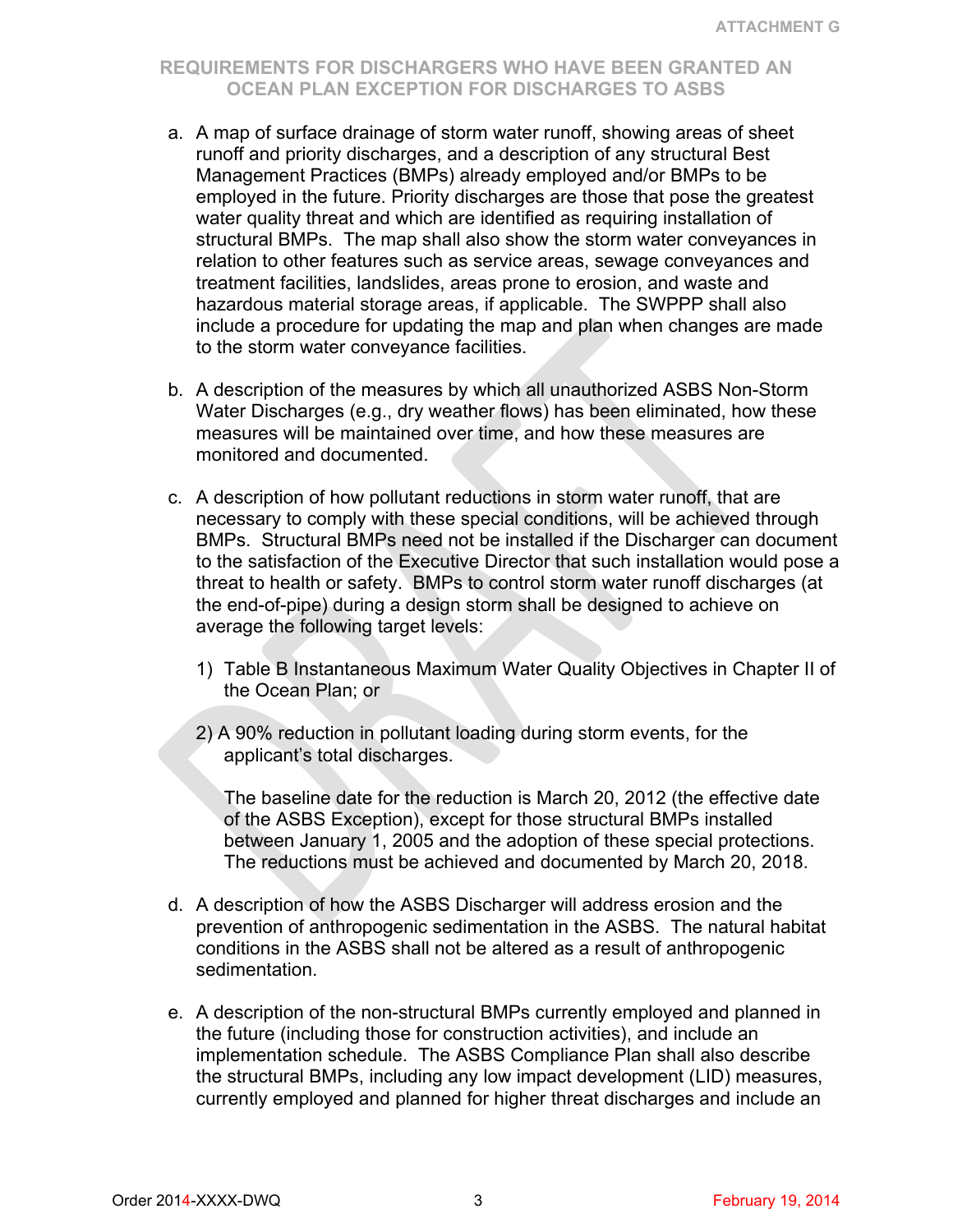a. A map of surface drainage of storm water runoff, showing areas of sheet runoff and priority discharges, and a description of any structural Best Management Practices (BMPs) already employed and/or BMPs to be employed in the future. Priority discharges are those that pose the greatest water quality threat and which are identified as requiring installation of structural BMPs. The map shall also show the storm water conveyances in relation to other features such as service areas, sewage conveyances and treatment facilities, landslides, areas prone to erosion, and waste and hazardous material storage areas, if applicable. The SWPPP shall also include a procedure for updating the map and plan when changes are made to the storm water conveyance facilities.

b. A description of the measures by which all unauthorized ASBS Non-Storm Water Discharges (e.g., dry weather flows) has been eliminated, how these measures will be maintained over time, and how these measures are monitored and documented.

c. A description of how pollutant reductions in storm water runoff, that are necessary to comply with these special conditions, will be achieved through BMPs. Structural BMPs need not be installed if the Discharger can document to the satisfaction of the Executive Director that such installation would pose a threat to health or safety. BMPs to control storm water runoff discharges (at the end-of-pipe) during a design storm shall be designed to achieve on average the following target levels:

   1) Table B Instantaneous Maximum Water Quality Objectives in Chapter II of the Ocean Plan; or

   2) A 90% reduction in pollutant loading during storm events, for the applicant's total discharges.

   The baseline date for the reduction is March 20, 2012 (the effective date of the ASBS Exception), except for those structural BMPs installed between January 1, 2005 and the adoption of these special protections. The reductions must be achieved and documented by March 20, 2018.

d. A description of how the ASBS Discharger will address erosion and the prevention of anthropogenic sedimentation in the ASBS. The natural habitat conditions in the ASBS shall not be altered as a result of anthropogenic sedimentation.

e. A description of the non-structural BMPs currently employed and planned in the future (including those for construction activities), and include an implementation schedule. The ASBS Compliance Plan shall also describe the structural BMPs, including any low impact development (LID) measures, currently employed and planned for higher threat discharges and include an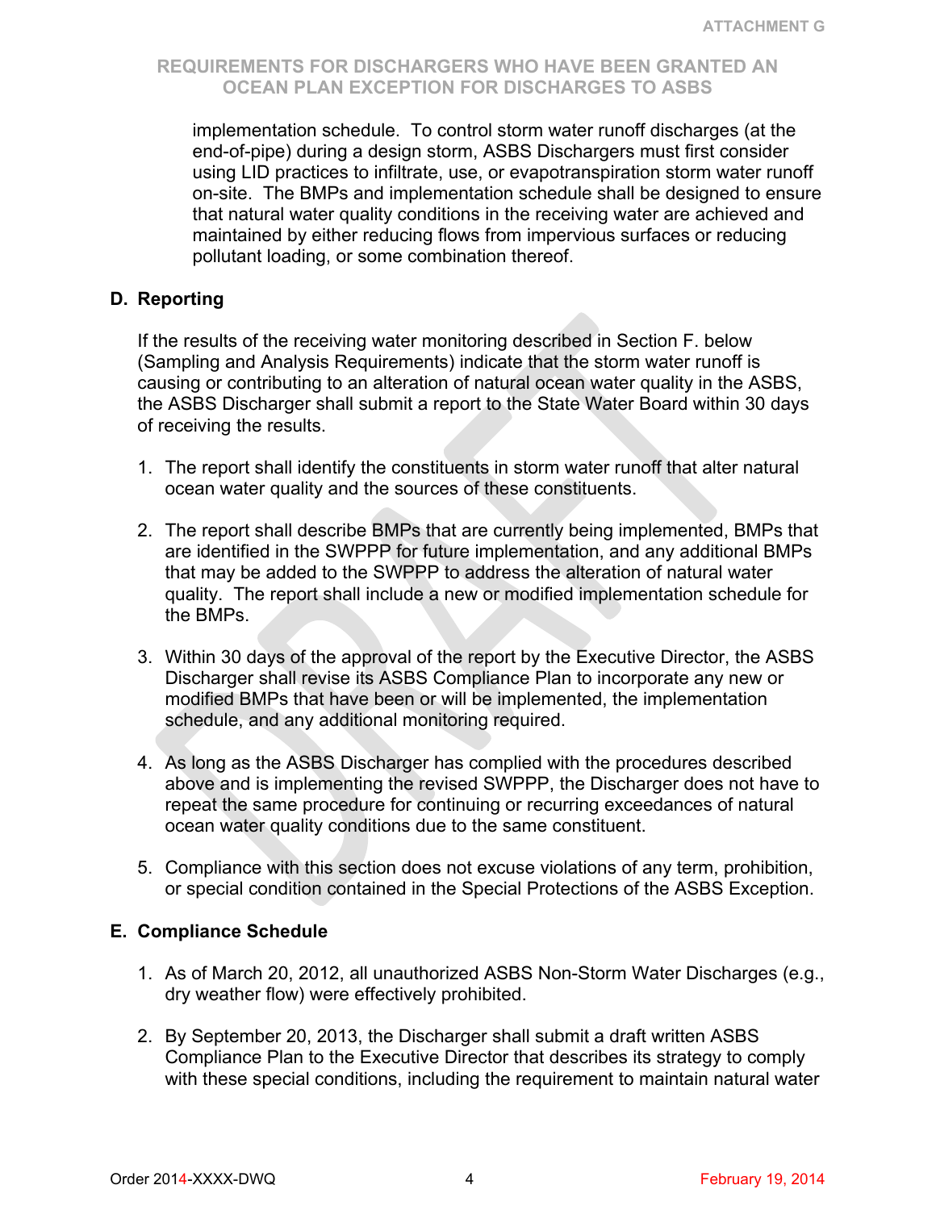implementation schedule. To control storm water runoff discharges (at the end-of-pipe) during a design storm, ASBS Dischargers must first consider using LID practices to infiltrate, use, or evapotranspiration storm water runoff on-site. The BMPs and implementation schedule shall be designed to ensure that natural water quality conditions in the receiving water are achieved and maintained by either reducing flows from impervious surfaces or reducing pollutant loading, or some combination thereof.

## D. Reporting

If the results of the receiving water monitoring described in Section F. below (Sampling and Analysis Requirements) indicate that the storm water runoff is causing or contributing to an alteration of natural ocean water quality in the ASBS, the ASBS Discharger shall submit a report to the State Water Board within 30 days of receiving the results.

1. The report shall identify the constituents in storm water runoff that alter natural ocean water quality and the sources of these constituents.

2. The report shall describe BMPs that are currently being implemented, BMPs that are identified in the SWPPP for future implementation, and any additional BMPs that may be added to the SWPPP to address the alteration of natural water quality. The report shall include a new or modified implementation schedule for the BMPs.

3. Within 30 days of the approval of the report by the Executive Director, the ASBS Discharger shall revise its ASBS Compliance Plan to incorporate any new or modified BMPs that have been or will be implemented, the implementation schedule, and any additional monitoring required.

4. As long as the ASBS Discharger has complied with the procedures described above and is implementing the revised SWPPP, the Discharger does not have to repeat the same procedure for continuing or recurring exceedances of natural ocean water quality conditions due to the same constituent.

5. Compliance with this section does not excuse violations of any term, prohibition, or special condition contained in the Special Protections of the ASBS Exception.

## E. Compliance Schedule

1. As of March 20, 2012, all unauthorized ASBS Non-Storm Water Discharges (e.g., dry weather flow) were effectively prohibited.

2. By September 20, 2013, the Discharger shall submit a draft written ASBS Compliance Plan to the Executive Director that describes its strategy to comply with these special conditions, including the requirement to maintain natural water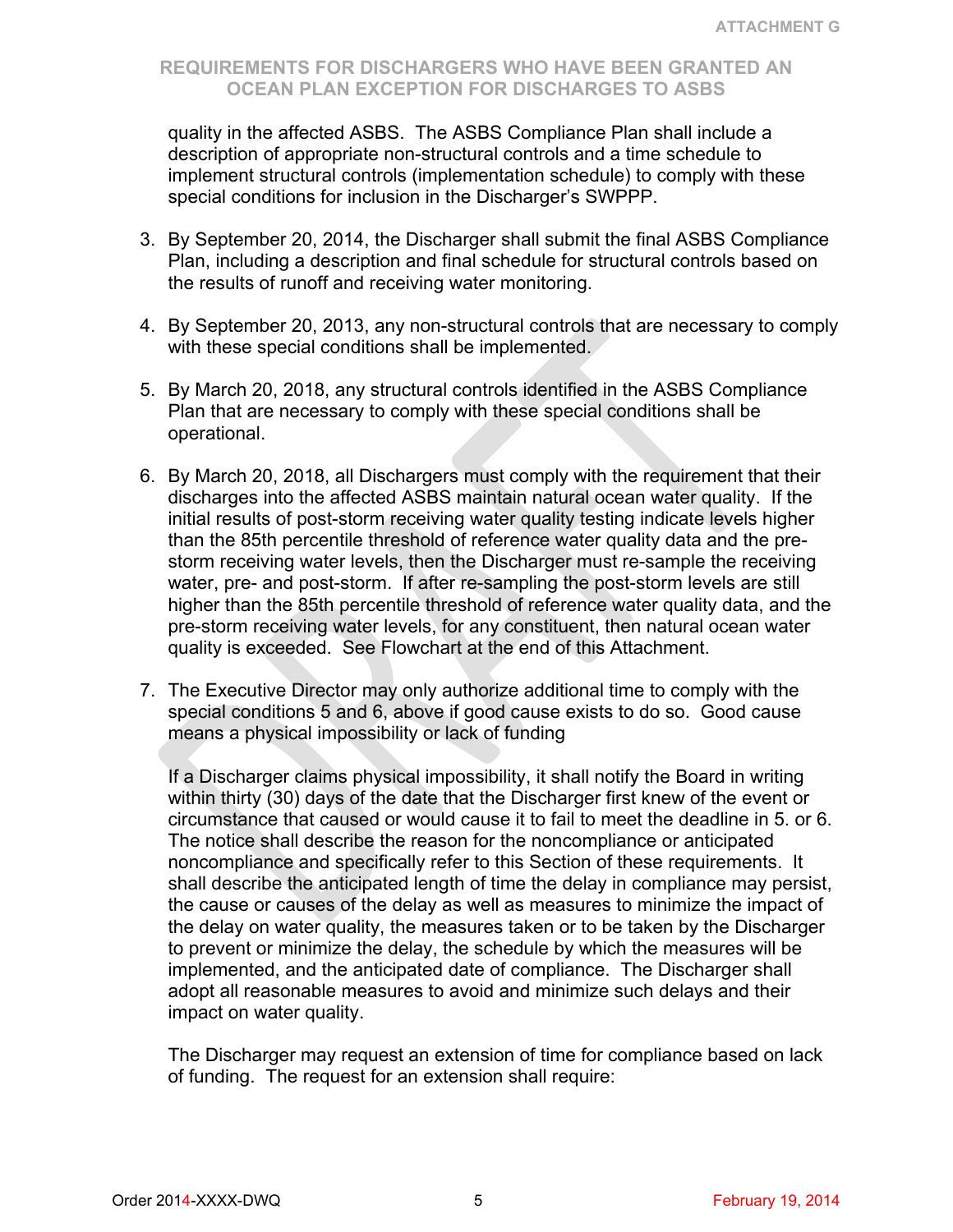quality in the affected ASBS. The ASBS Compliance Plan shall include a description of appropriate non-structural controls and a time schedule to implement structural controls (implementation schedule) to comply with these special conditions for inclusion in the Discharger's SWPPP.

3. By September 20, 2014, the Discharger shall submit the final ASBS Compliance Plan, including a description and final schedule for structural controls based on the results of runoff and receiving water monitoring.

4. By September 20, 2013, any non-structural controls that are necessary to comply with these special conditions shall be implemented.

5. By March 20, 2018, any structural controls identified in the ASBS Compliance Plan that are necessary to comply with these special conditions shall be operational.

6. By March 20, 2018, all Dischargers must comply with the requirement that their discharges into the affected ASBS maintain natural ocean water quality. If the initial results of post-storm receiving water quality testing indicate levels higher than the 85th percentile threshold of reference water quality data and the pre-storm receiving water levels, then the Discharger must re-sample the receiving water, pre- and post-storm. If after re-sampling the post-storm levels are still higher than the 85th percentile threshold of reference water quality data, and the pre-storm receiving water levels, for any constituent, then natural ocean water quality is exceeded. See Flowchart at the end of this Attachment.

7. The Executive Director may only authorize additional time to comply with the special conditions 5 and 6, above if good cause exists to do so. Good cause means a physical impossibility or lack of funding

   If a Discharger claims physical impossibility, it shall notify the Board in writing within thirty (30) days of the date that the Discharger first knew of the event or circumstance that caused or would cause it to fail to meet the deadline in 5. or 6. The notice shall describe the reason for the noncompliance or anticipated noncompliance and specifically refer to this Section of these requirements. It shall describe the anticipated length of time the delay in compliance may persist, the cause or causes of the delay as well as measures to minimize the impact of the delay on water quality, the measures taken or to be taken by the Discharger to prevent or minimize the delay, the schedule by which the measures will be implemented, and the anticipated date of compliance. The Discharger shall adopt all reasonable measures to avoid and minimize such delays and their impact on water quality.

   The Discharger may request an extension of time for compliance based on lack of funding. The request for an extension shall require: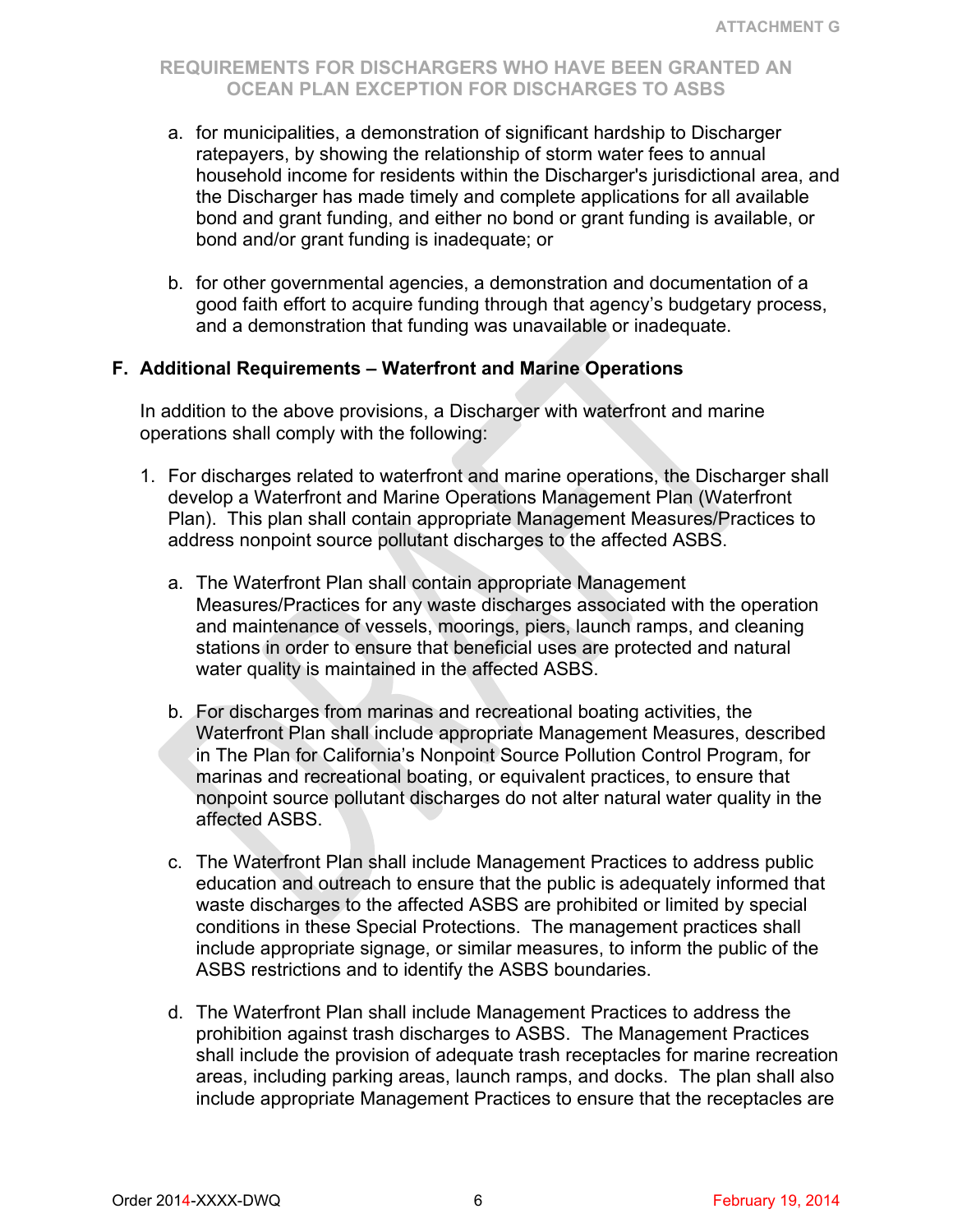a. for municipalities, a demonstration of significant hardship to Discharger ratepayers, by showing the relationship of storm water fees to annual household income for residents within the Discharger's jurisdictional area, and the Discharger has made timely and complete applications for all available bond and grant funding, and either no bond or grant funding is available, or bond and/or grant funding is inadequate; or

b. for other governmental agencies, a demonstration and documentation of a good faith effort to acquire funding through that agency's budgetary process, and a demonstration that funding was unavailable or inadequate.

## F. Additional Requirements – Waterfront and Marine Operations

In addition to the above provisions, a Discharger with waterfront and marine operations shall comply with the following:

1. For discharges related to waterfront and marine operations, the Discharger shall develop a Waterfront and Marine Operations Management Plan (Waterfront Plan). This plan shall contain appropriate Management Measures/Practices to address nonpoint source pollutant discharges to the affected ASBS.

   a. The Waterfront Plan shall contain appropriate Management Measures/Practices for any waste discharges associated with the operation and maintenance of vessels, moorings, piers, launch ramps, and cleaning stations in order to ensure that beneficial uses are protected and natural water quality is maintained in the affected ASBS.

   b. For discharges from marinas and recreational boating activities, the Waterfront Plan shall include appropriate Management Measures, described in The Plan for California's Nonpoint Source Pollution Control Program, for marinas and recreational boating, or equivalent practices, to ensure that nonpoint source pollutant discharges do not alter natural water quality in the affected ASBS.

   c. The Waterfront Plan shall include Management Practices to address public education and outreach to ensure that the public is adequately informed that waste discharges to the affected ASBS are prohibited or limited by special conditions in these Special Protections. The management practices shall include appropriate signage, or similar measures, to inform the public of the ASBS restrictions and to identify the ASBS boundaries.

   d. The Waterfront Plan shall include Management Practices to address the prohibition against trash discharges to ASBS. The Management Practices shall include the provision of adequate trash receptacles for marine recreation areas, including parking areas, launch ramps, and docks. The plan shall also include appropriate Management Practices to ensure that the receptacles are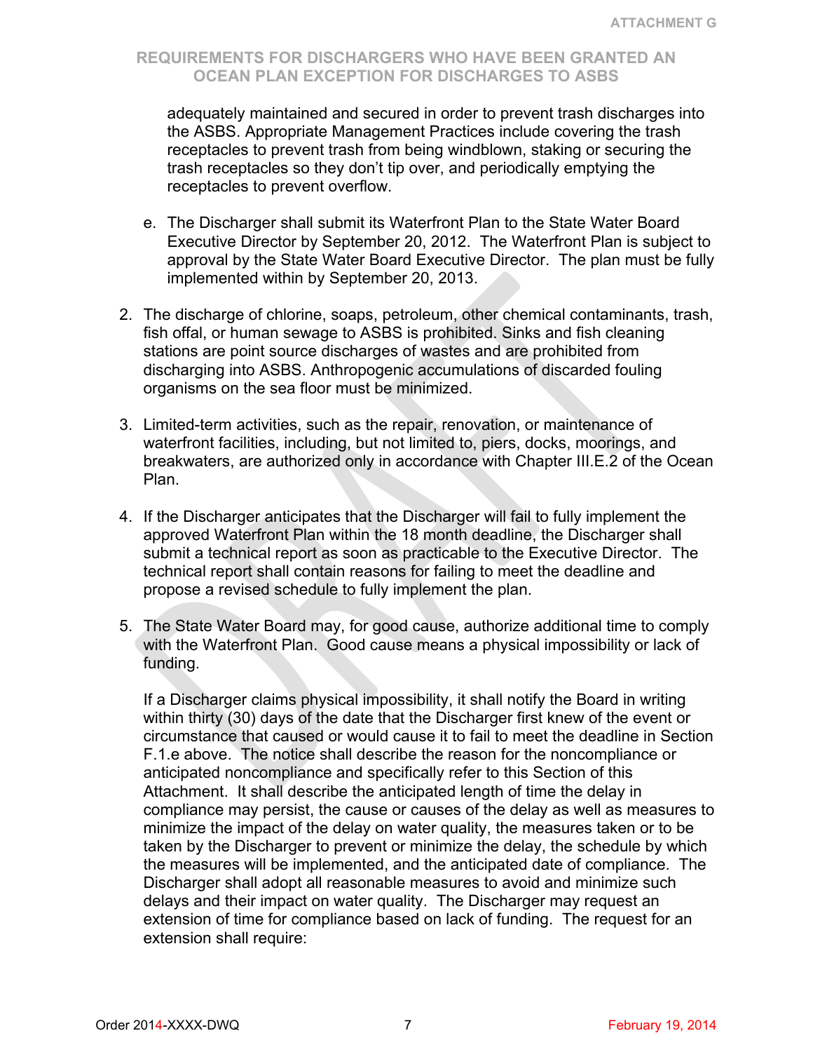adequately maintained and secured in order to prevent trash discharges into the ASBS. Appropriate Management Practices include covering the trash receptacles to prevent trash from being windblown, staking or securing the trash receptacles so they don't tip over, and periodically emptying the receptacles to prevent overflow.

e. The Discharger shall submit its Waterfront Plan to the State Water Board Executive Director by September 20, 2012. The Waterfront Plan is subject to approval by the State Water Board Executive Director. The plan must be fully implemented within by September 20, 2013.

2. The discharge of chlorine, soaps, petroleum, other chemical contaminants, trash, fish offal, or human sewage to ASBS is prohibited. Sinks and fish cleaning stations are point source discharges of wastes and are prohibited from discharging into ASBS. Anthropogenic accumulations of discarded fouling organisms on the sea floor must be minimized.

3. Limited-term activities, such as the repair, renovation, or maintenance of waterfront facilities, including, but not limited to, piers, docks, moorings, and breakwaters, are authorized only in accordance with Chapter III.E.2 of the Ocean Plan.

4. If the Discharger anticipates that the Discharger will fail to fully implement the approved Waterfront Plan within the 18 month deadline, the Discharger shall submit a technical report as soon as practicable to the Executive Director. The technical report shall contain reasons for failing to meet the deadline and propose a revised schedule to fully implement the plan.

5. The State Water Board may, for good cause, authorize additional time to comply with the Waterfront Plan. Good cause means a physical impossibility or lack of funding.

   If a Discharger claims physical impossibility, it shall notify the Board in writing within thirty (30) days of the date that the Discharger first knew of the event or circumstance that caused or would cause it to fail to meet the deadline in Section F.1.e above. The notice shall describe the reason for the noncompliance or anticipated noncompliance and specifically refer to this Section of this Attachment. It shall describe the anticipated length of time the delay in compliance may persist, the cause or causes of the delay as well as measures to minimize the impact of the delay on water quality, the measures taken or to be taken by the Discharger to prevent or minimize the delay, the schedule by which the measures will be implemented, and the anticipated date of compliance. The Discharger shall adopt all reasonable measures to avoid and minimize such delays and their impact on water quality. The Discharger may request an extension of time for compliance based on lack of funding. The request for an extension shall require: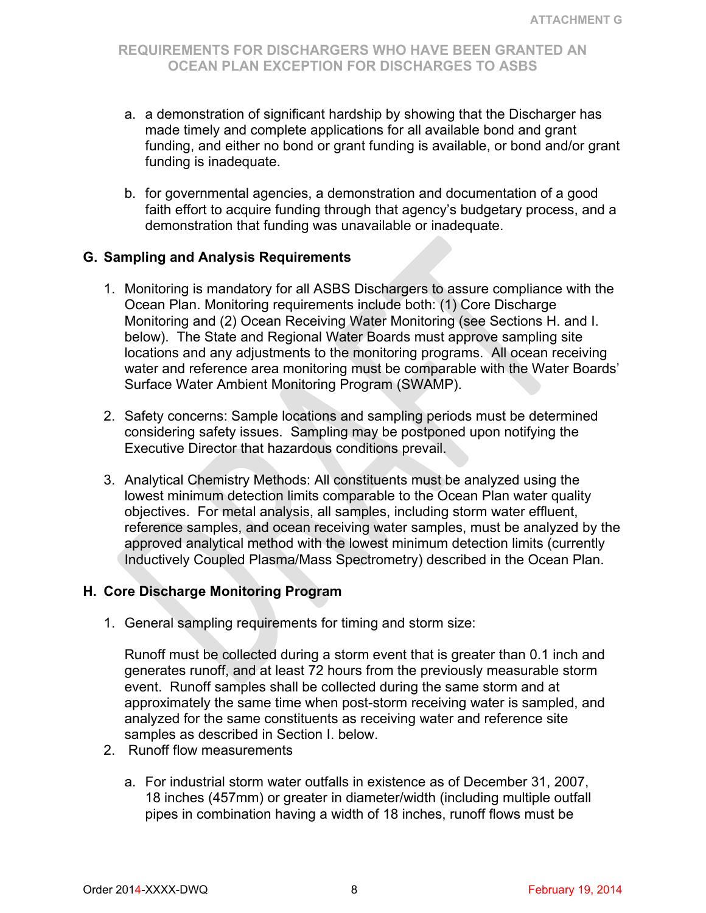a. a demonstration of significant hardship by showing that the Discharger has made timely and complete applications for all available bond and grant funding, and either no bond or grant funding is available, or bond and/or grant funding is inadequate.

b. for governmental agencies, a demonstration and documentation of a good faith effort to acquire funding through that agency's budgetary process, and a demonstration that funding was unavailable or inadequate.

## G. Sampling and Analysis Requirements

1. Monitoring is mandatory for all ASBS Dischargers to assure compliance with the Ocean Plan. Monitoring requirements include both: (1) Core Discharge Monitoring and (2) Ocean Receiving Water Monitoring (see Sections H. and I. below). The State and Regional Water Boards must approve sampling site locations and any adjustments to the monitoring programs. All ocean receiving water and reference area monitoring must be comparable with the Water Boards' Surface Water Ambient Monitoring Program (SWAMP).

2. Safety concerns: Sample locations and sampling periods must be determined considering safety issues. Sampling may be postponed upon notifying the Executive Director that hazardous conditions prevail.

3. Analytical Chemistry Methods: All constituents must be analyzed using the lowest minimum detection limits comparable to the Ocean Plan water quality objectives. For metal analysis, all samples, including storm water effluent, reference samples, and ocean receiving water samples, must be analyzed by the approved analytical method with the lowest minimum detection limits (currently Inductively Coupled Plasma/Mass Spectrometry) described in the Ocean Plan.

## H. Core Discharge Monitoring Program

1. General sampling requirements for timing and storm size:

   Runoff must be collected during a storm event that is greater than 0.1 inch and generates runoff, and at least 72 hours from the previously measurable storm event. Runoff samples shall be collected during the same storm and at approximately the same time when post-storm receiving water is sampled, and analyzed for the same constituents as receiving water and reference site samples as described in Section I. below.

2. Runoff flow measurements

   a. For industrial storm water outfalls in existence as of December 31, 2007, 18 inches (457mm) or greater in diameter/width (including multiple outfall pipes in combination having a width of 18 inches, runoff flows must be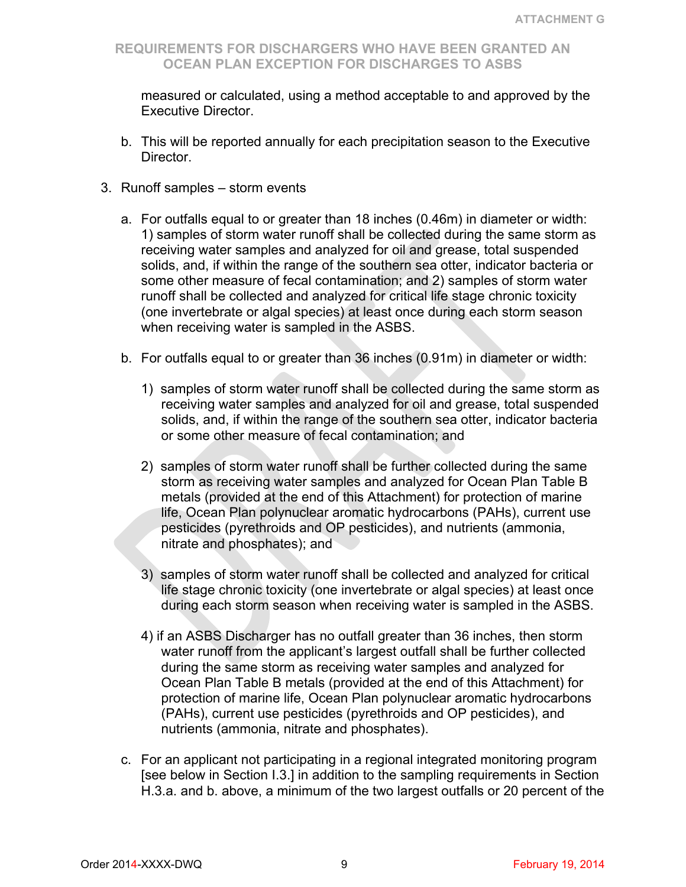measured or calculated, using a method acceptable to and approved by the Executive Director.

b. This will be reported annually for each precipitation season to the Executive Director.

3. Runoff samples – storm events

   a. For outfalls equal to or greater than 18 inches (0.46m) in diameter or width: 1) samples of storm water runoff shall be collected during the same storm as receiving water samples and analyzed for oil and grease, total suspended solids, and, if within the range of the southern sea otter, indicator bacteria or some other measure of fecal contamination; and 2) samples of storm water runoff shall be collected and analyzed for critical life stage chronic toxicity (one invertebrate or algal species) at least once during each storm season when receiving water is sampled in the ASBS.

   b. For outfalls equal to or greater than 36 inches (0.91m) in diameter or width:

      1) samples of storm water runoff shall be collected during the same storm as receiving water samples and analyzed for oil and grease, total suspended solids, and, if within the range of the southern sea otter, indicator bacteria or some other measure of fecal contamination; and

      2) samples of storm water runoff shall be further collected during the same storm as receiving water samples and analyzed for Ocean Plan Table B metals (provided at the end of this Attachment) for protection of marine life, Ocean Plan polynuclear aromatic hydrocarbons (PAHs), current use pesticides (pyrethroids and OP pesticides), and nutrients (ammonia, nitrate and phosphates); and

      3) samples of storm water runoff shall be collected and analyzed for critical life stage chronic toxicity (one invertebrate or algal species) at least once during each storm season when receiving water is sampled in the ASBS.

      4) if an ASBS Discharger has no outfall greater than 36 inches, then storm water runoff from the applicant's largest outfall shall be further collected during the same storm as receiving water samples and analyzed for Ocean Plan Table B metals (provided at the end of this Attachment) for protection of marine life, Ocean Plan polynuclear aromatic hydrocarbons (PAHs), current use pesticides (pyrethroids and OP pesticides), and nutrients (ammonia, nitrate and phosphates).

   c. For an applicant not participating in a regional integrated monitoring program [see below in Section I.3.] in addition to the sampling requirements in Section H.3.a. and b. above, a minimum of the two largest outfalls or 20 percent of the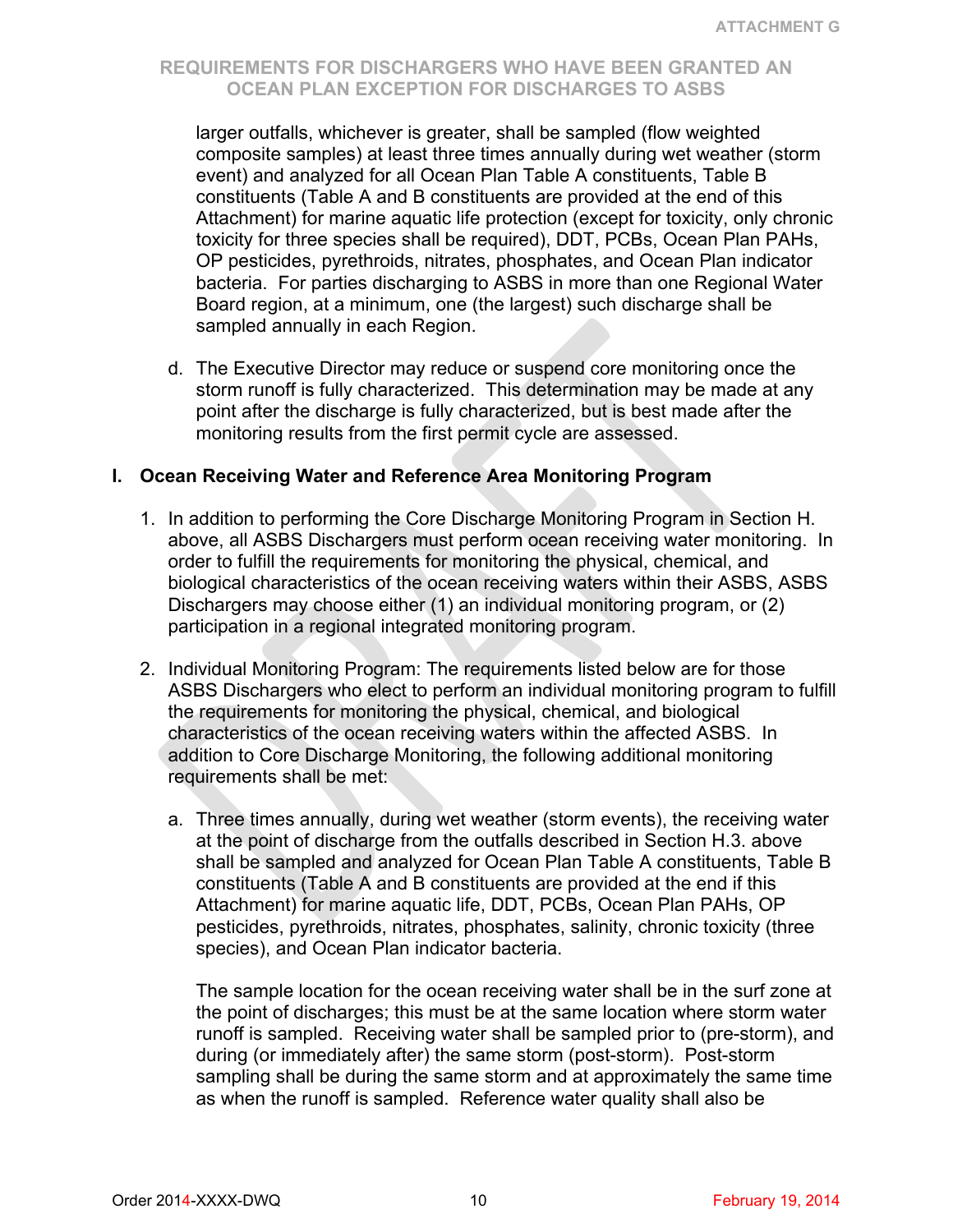larger outfalls, whichever is greater, shall be sampled (flow weighted composite samples) at least three times annually during wet weather (storm event) and analyzed for all Ocean Plan Table A constituents, Table B constituents (Table A and B constituents are provided at the end of this Attachment) for marine aquatic life protection (except for toxicity, only chronic toxicity for three species shall be required), DDT, PCBs, Ocean Plan PAHs, OP pesticides, pyrethroids, nitrates, phosphates, and Ocean Plan indicator bacteria. For parties discharging to ASBS in more than one Regional Water Board region, at a minimum, one (the largest) such discharge shall be sampled annually in each Region.

d. The Executive Director may reduce or suspend core monitoring once the storm runoff is fully characterized. This determination may be made at any point after the discharge is fully characterized, but is best made after the monitoring results from the first permit cycle are assessed.

## I. Ocean Receiving Water and Reference Area Monitoring Program

1. In addition to performing the Core Discharge Monitoring Program in Section H. above, all ASBS Dischargers must perform ocean receiving water monitoring. In order to fulfill the requirements for monitoring the physical, chemical, and biological characteristics of the ocean receiving waters within their ASBS, ASBS Dischargers may choose either (1) an individual monitoring program, or (2) participation in a regional integrated monitoring program.

2. Individual Monitoring Program: The requirements listed below are for those ASBS Dischargers who elect to perform an individual monitoring program to fulfill the requirements for monitoring the physical, chemical, and biological characteristics of the ocean receiving waters within the affected ASBS. In addition to Core Discharge Monitoring, the following additional monitoring requirements shall be met:

   a. Three times annually, during wet weather (storm events), the receiving water at the point of discharge from the outfalls described in Section H.3. above shall be sampled and analyzed for Ocean Plan Table A constituents, Table B constituents (Table A and B constituents are provided at the end if this Attachment) for marine aquatic life, DDT, PCBs, Ocean Plan PAHs, OP pesticides, pyrethroids, nitrates, phosphates, salinity, chronic toxicity (three species), and Ocean Plan indicator bacteria.

   The sample location for the ocean receiving water shall be in the surf zone at the point of discharges; this must be at the same location where storm water runoff is sampled. Receiving water shall be sampled prior to (pre-storm), and during (or immediately after) the same storm (post-storm). Post-storm sampling shall be during the same storm and at approximately the same time as when the runoff is sampled. Reference water quality shall also be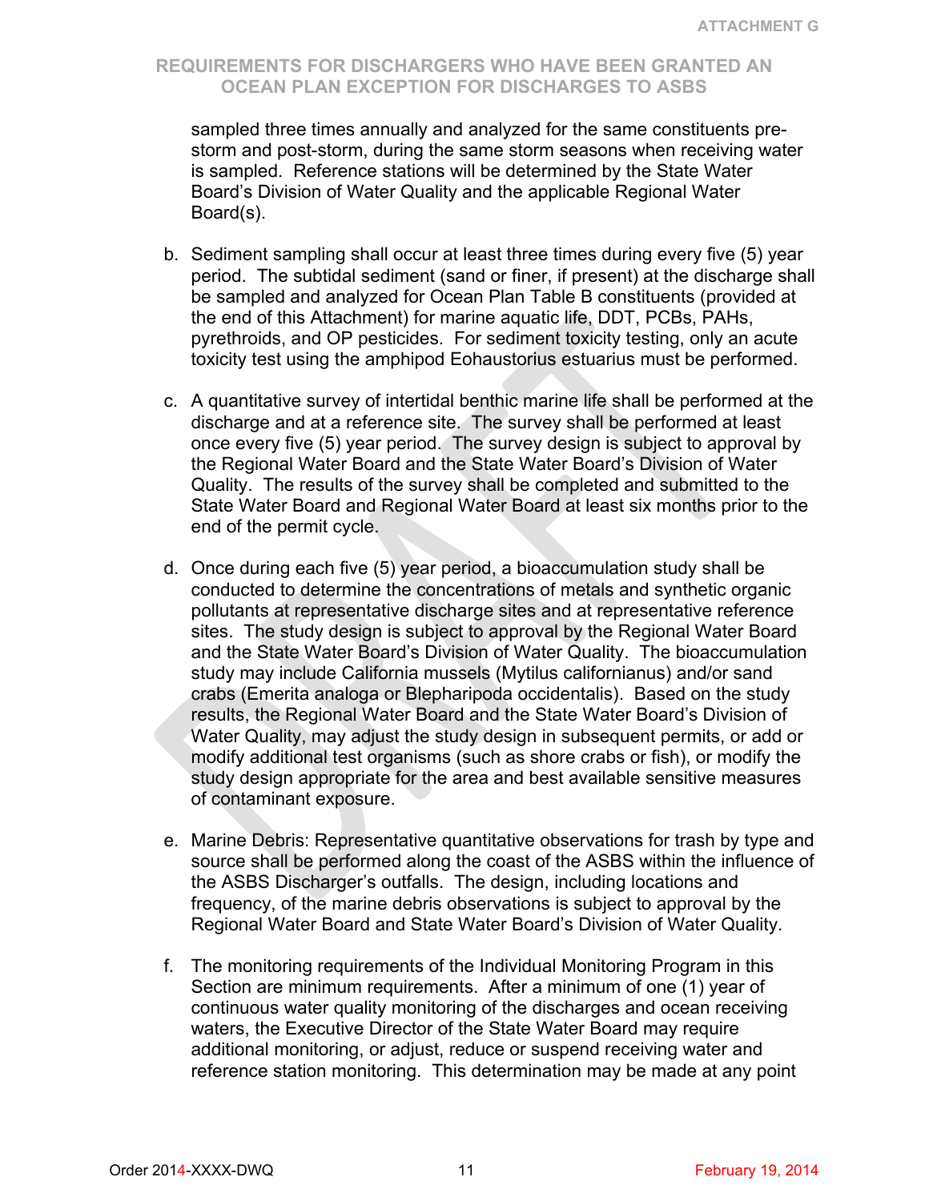sampled three times annually and analyzed for the same constituents pre-storm and post-storm, during the same storm seasons when receiving water is sampled. Reference stations will be determined by the State Water Board's Division of Water Quality and the applicable Regional Water Board(s).

b. Sediment sampling shall occur at least three times during every five (5) year period. The subtidal sediment (sand or finer, if present) at the discharge shall be sampled and analyzed for Ocean Plan Table B constituents (provided at the end of this Attachment) for marine aquatic life, DDT, PCBs, PAHs, pyrethroids, and OP pesticides. For sediment toxicity testing, only an acute toxicity test using the amphipod Eohaustorius estuarius must be performed.

c. A quantitative survey of intertidal benthic marine life shall be performed at the discharge and at a reference site. The survey shall be performed at least once every five (5) year period. The survey design is subject to approval by the Regional Water Board and the State Water Board's Division of Water Quality. The results of the survey shall be completed and submitted to the State Water Board and Regional Water Board at least six months prior to the end of the permit cycle.

d. Once during each five (5) year period, a bioaccumulation study shall be conducted to determine the concentrations of metals and synthetic organic pollutants at representative discharge sites and at representative reference sites. The study design is subject to approval by the Regional Water Board and the State Water Board's Division of Water Quality. The bioaccumulation study may include California mussels (Mytilus californianus) and/or sand crabs (Emerita analoga or Blepharipoda occidentalis). Based on the study results, the Regional Water Board and the State Water Board's Division of Water Quality, may adjust the study design in subsequent permits, or add or modify additional test organisms (such as shore crabs or fish), or modify the study design appropriate for the area and best available sensitive measures of contaminant exposure.

e. Marine Debris: Representative quantitative observations for trash by type and source shall be performed along the coast of the ASBS within the influence of the ASBS Discharger's outfalls. The design, including locations and frequency, of the marine debris observations is subject to approval by the Regional Water Board and State Water Board's Division of Water Quality.

f. The monitoring requirements of the Individual Monitoring Program in this Section are minimum requirements. After a minimum of one (1) year of continuous water quality monitoring of the discharges and ocean receiving waters, the Executive Director of the State Water Board may require additional monitoring, or adjust, reduce or suspend receiving water and reference station monitoring. This determination may be made at any point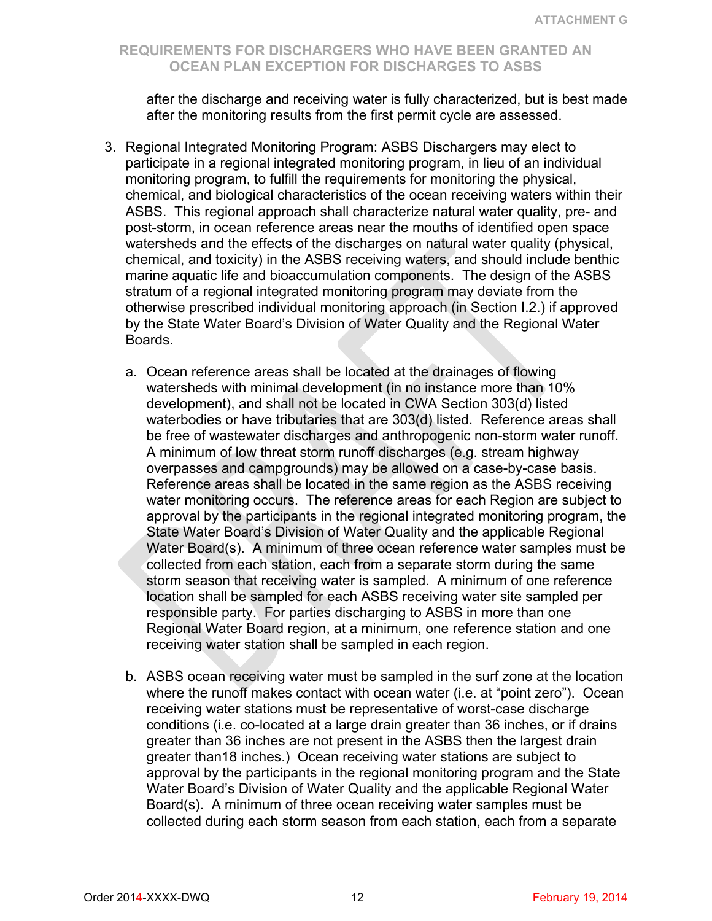after the discharge and receiving water is fully characterized, but is best made after the monitoring results from the first permit cycle are assessed.

3. Regional Integrated Monitoring Program: ASBS Dischargers may elect to participate in a regional integrated monitoring program, in lieu of an individual monitoring program, to fulfill the requirements for monitoring the physical, chemical, and biological characteristics of the ocean receiving waters within their ASBS. This regional approach shall characterize natural water quality, pre- and post-storm, in ocean reference areas near the mouths of identified open space watersheds and the effects of the discharges on natural water quality (physical, chemical, and toxicity) in the ASBS receiving waters, and should include benthic marine aquatic life and bioaccumulation components. The design of the ASBS stratum of a regional integrated monitoring program may deviate from the otherwise prescribed individual monitoring approach (in Section I.2.) if approved by the State Water Board's Division of Water Quality and the Regional Water Boards.

   a. Ocean reference areas shall be located at the drainages of flowing watersheds with minimal development (in no instance more than 10% development), and shall not be located in CWA Section 303(d) listed waterbodies or have tributaries that are 303(d) listed. Reference areas shall be free of wastewater discharges and anthropogenic non-storm water runoff. A minimum of low threat storm runoff discharges (e.g. stream highway overpasses and campgrounds) may be allowed on a case-by-case basis. Reference areas shall be located in the same region as the ASBS receiving water monitoring occurs. The reference areas for each Region are subject to approval by the participants in the regional integrated monitoring program, the State Water Board's Division of Water Quality and the applicable Regional Water Board(s). A minimum of three ocean reference water samples must be collected from each station, each from a separate storm during the same storm season that receiving water is sampled. A minimum of one reference location shall be sampled for each ASBS receiving water site sampled per responsible party. For parties discharging to ASBS in more than one Regional Water Board region, at a minimum, one reference station and one receiving water station shall be sampled in each region.

   b. ASBS ocean receiving water must be sampled in the surf zone at the location where the runoff makes contact with ocean water (i.e. at "point zero"). Ocean receiving water stations must be representative of worst-case discharge conditions (i.e. co-located at a large drain greater than 36 inches, or if drains greater than 36 inches are not present in the ASBS then the largest drain greater than18 inches.) Ocean receiving water stations are subject to approval by the participants in the regional monitoring program and the State Water Board's Division of Water Quality and the applicable Regional Water Board(s). A minimum of three ocean receiving water samples must be collected during each storm season from each station, each from a separate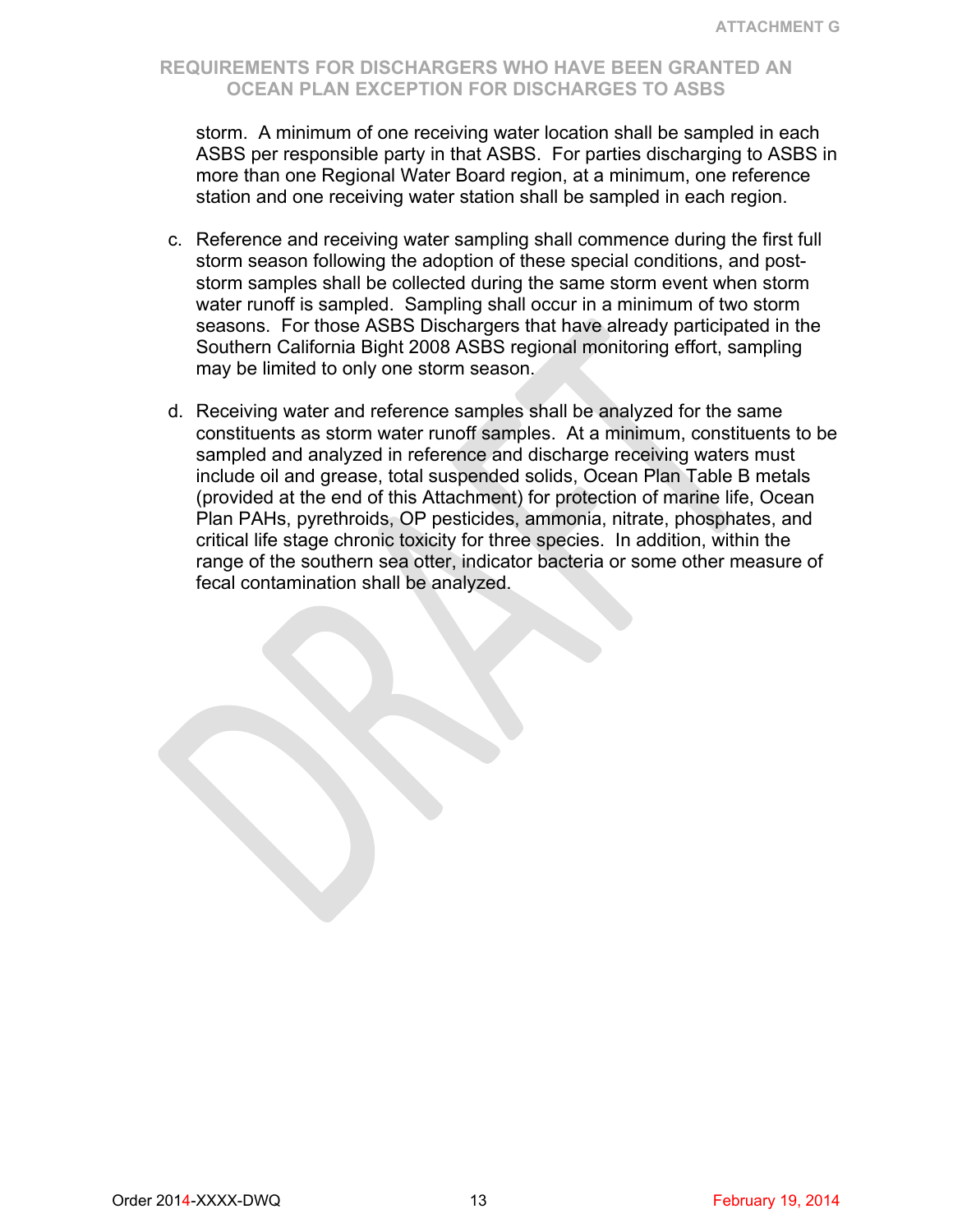storm. A minimum of one receiving water location shall be sampled in each ASBS per responsible party in that ASBS. For parties discharging to ASBS in more than one Regional Water Board region, at a minimum, one reference station and one receiving water station shall be sampled in each region.

c. Reference and receiving water sampling shall commence during the first full storm season following the adoption of these special conditions, and post-storm samples shall be collected during the same storm event when storm water runoff is sampled. Sampling shall occur in a minimum of two storm seasons. For those ASBS Dischargers that have already participated in the Southern California Bight 2008 ASBS regional monitoring effort, sampling may be limited to only one storm season.

d. Receiving water and reference samples shall be analyzed for the same constituents as storm water runoff samples. At a minimum, constituents to be sampled and analyzed in reference and discharge receiving waters must include oil and grease, total suspended solids, Ocean Plan Table B metals (provided at the end of this Attachment) for protection of marine life, Ocean Plan PAHs, pyrethroids, OP pesticides, ammonia, nitrate, phosphates, and critical life stage chronic toxicity for three species. In addition, within the range of the southern sea otter, indicator bacteria or some other measure of fecal contamination shall be analyzed.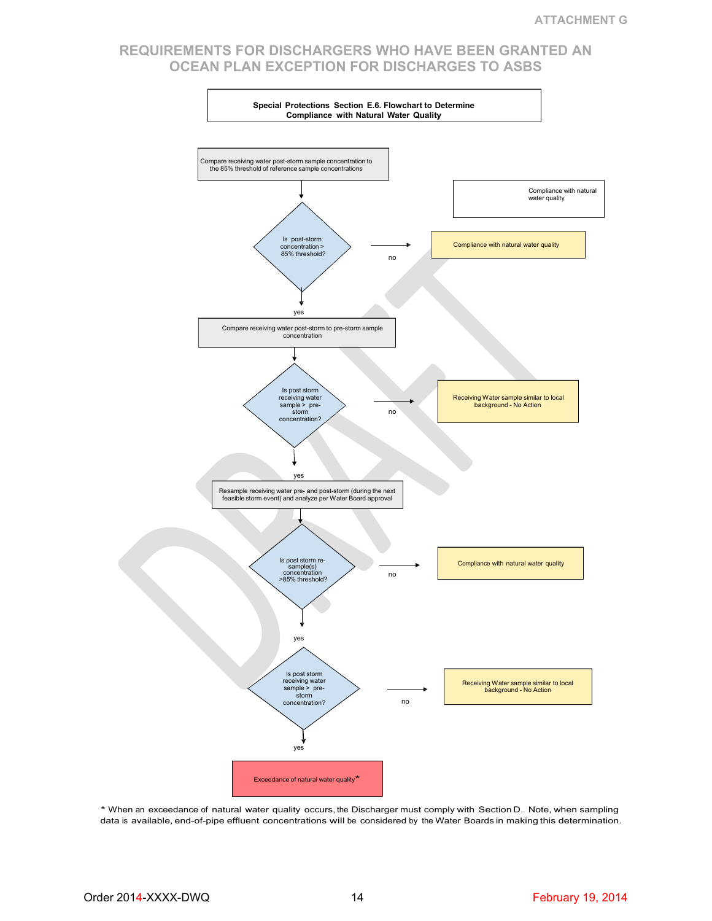ATTACHMENT G

# REQUIREMENTS FOR DISCHARGERS WHO HAVE BEEN GRANTED AN OCEAN PLAN EXCEPTION FOR DISCHARGES TO ASBS

**Special Protections Section E.6. Flowchart to Determine Compliance with Natural Water Quality**

Compliance with natural water quality

Compare receiving water post-storm sample concentration to the 85% threshold of reference sample concentrations

Is post-storm concentration > 85% threshold?

- no → Compliance with natural water quality
- yes ↓

Compare receiving water post-storm to pre-storm sample concentration

Is post storm receiving water sample > pre-storm concentration?

- no → Receiving Water sample similar to local background - No Action
- yes ↓

Resample receiving water pre- and post-storm (during the next feasible storm event) and analyze per Water Board approval

Is post storm re-sample(s) concentration >85% threshold?

- no → Compliance with natural water quality
- yes ↓

Is post storm receiving water sample > pre-storm concentration?

- no → Receiving Water sample similar to local background - No Action
- yes ↓

Exceedance of natural water quality*

\* When an exceedance of natural water quality occurs, the Discharger must comply with Section D. Note, when sampling data is available, end-of-pipe effluent concentrations will be considered by the Water Boards in making this determination.

DRAFT

Order 2014-XXXX-DWQ February 19, 2014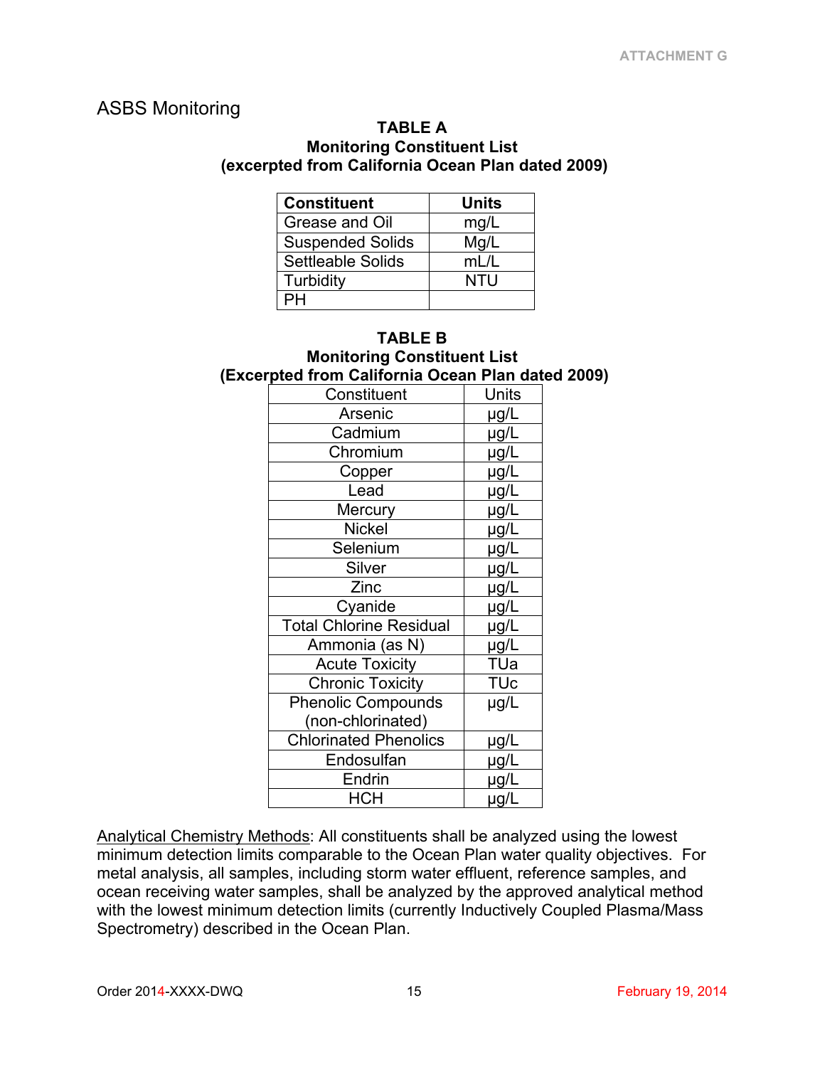# ASBS Monitoring

**TABLE A**
**Monitoring Constituent List**
**(excerpted from California Ocean Plan dated 2009)**

| Constituent | Units |
|---|---|
| Grease and Oil | mg/L |
| Suspended Solids | Mg/L |
| Settleable Solids | mL/L |
| Turbidity | NTU |
| PH | |

**TABLE B**
**Monitoring Constituent List**
**(Excerpted from California Ocean Plan dated 2009)**

| Constituent | Units |
|---|---|
| Arsenic | µg/L |
| Cadmium | µg/L |
| Chromium | µg/L |
| Copper | µg/L |
| Lead | µg/L |
| Mercury | µg/L |
| Nickel | µg/L |
| Selenium | µg/L |
| Silver | µg/L |
| Zinc | µg/L |
| Cyanide | µg/L |
| Total Chlorine Residual | µg/L |
| Ammonia (as N) | µg/L |
| Acute Toxicity | TUa |
| Chronic Toxicity | TUc |
| Phenolic Compounds (non-chlorinated) | µg/L |
| Chlorinated Phenolics | µg/L |
| Endosulfan | µg/L |
| Endrin | µg/L |
| HCH | µg/L |

Analytical Chemistry Methods: All constituents shall be analyzed using the lowest minimum detection limits comparable to the Ocean Plan water quality objectives. For metal analysis, all samples, including storm water effluent, reference samples, and ocean receiving water samples, shall be analyzed by the approved analytical method with the lowest minimum detection limits (currently Inductively Coupled Plasma/Mass Spectrometry) described in the Ocean Plan.